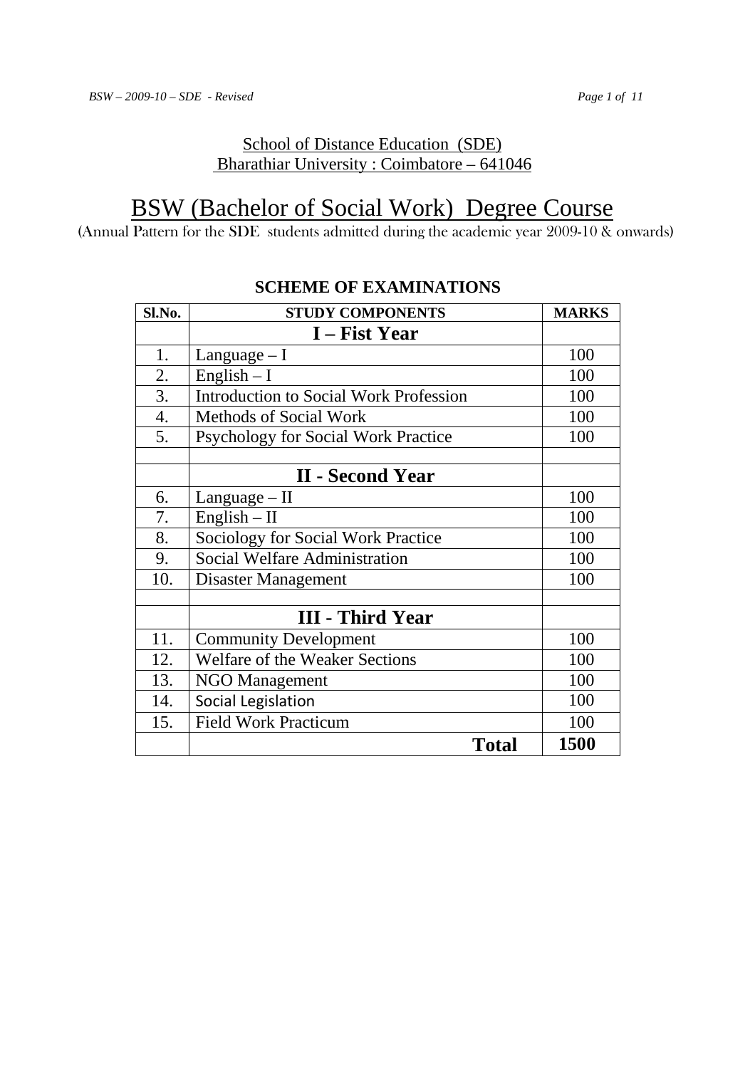School of Distance Education (SDE)
Bharathiar University : Coimbatore – 641046

# BSW (Bachelor of Social Work) Degree Course

(Annual Pattern for the SDE students admitted during the academic year 2009-10 & onwards)

## SCHEME OF EXAMINATIONS

| Sl.No. | STUDY COMPONENTS | MARKS |
|---|---|---|
| | **I – Fist Year** | |
| 1. | Language – I | 100 |
| 2. | English – I | 100 |
| 3. | Introduction to Social Work Profession | 100 |
| 4. | Methods of Social Work | 100 |
| 5. | Psychology for Social Work Practice | 100 |
| | | |
| | **II - Second Year** | |
| 6. | Language – II | 100 |
| 7. | English – II | 100 |
| 8. | Sociology for Social Work Practice | 100 |
| 9. | Social Welfare Administration | 100 |
| 10. | Disaster Management | 100 |
| | | |
| | **III - Third Year** | |
| 11. | Community Development | 100 |
| 12. | Welfare of the Weaker Sections | 100 |
| 13. | NGO Management | 100 |
| 14. | Social Legislation | 100 |
| 15. | Field Work Practicum | 100 |
| | **Total** | **1500** |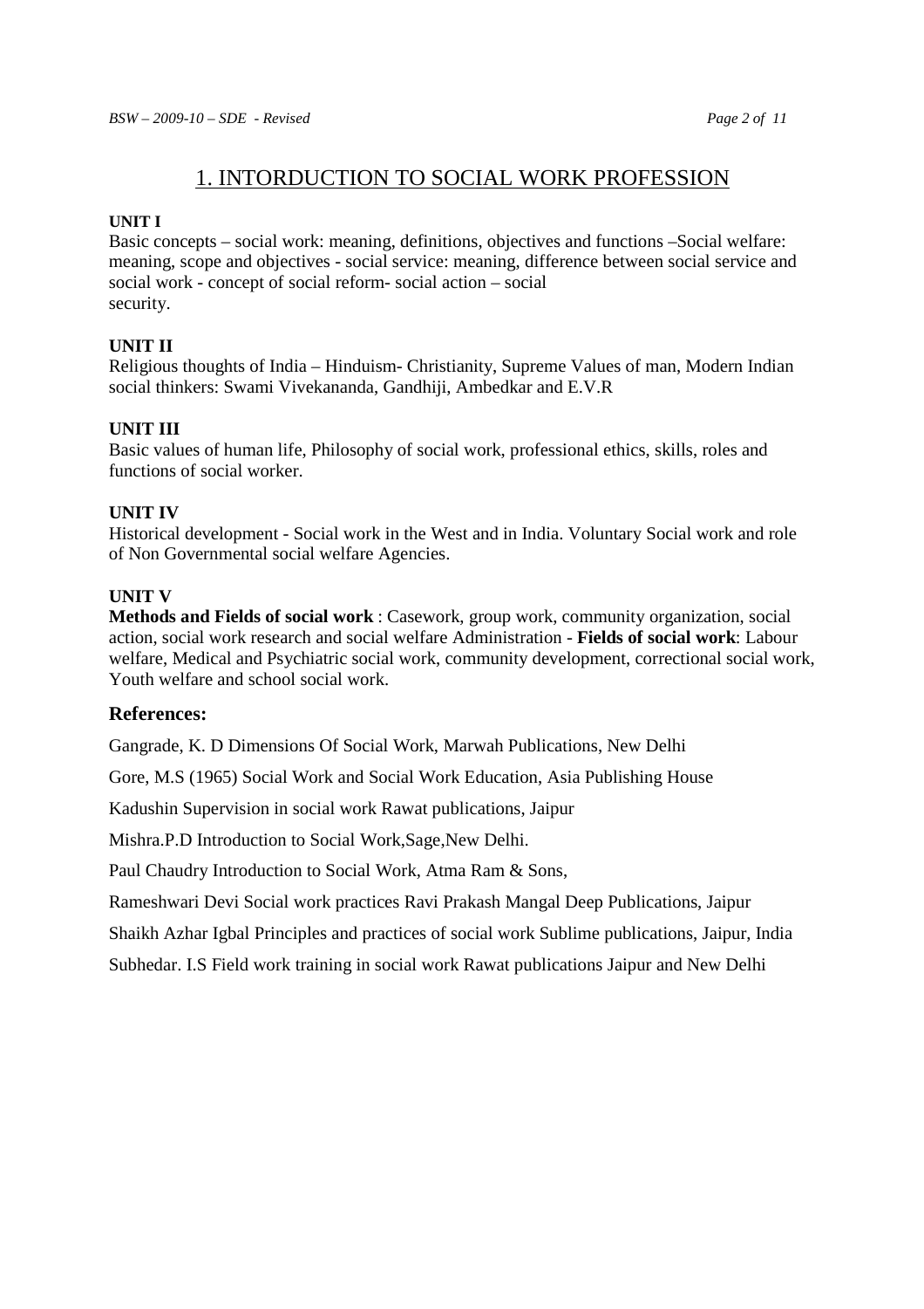## 1. INTORDUCTION TO SOCIAL WORK PROFESSION

**UNIT I**

Basic concepts – social work: meaning, definitions, objectives and functions –Social welfare: meaning, scope and objectives - social service: meaning, difference between social service and social work - concept of social reform- social action – social security.

**UNIT II**

Religious thoughts of India – Hinduism- Christianity, Supreme Values of man, Modern Indian social thinkers: Swami Vivekananda, Gandhiji, Ambedkar and E.V.R

**UNIT III**

Basic values of human life, Philosophy of social work, professional ethics, skills, roles and functions of social worker.

**UNIT IV**

Historical development - Social work in the West and in India. Voluntary Social work and role of Non Governmental social welfare Agencies.

**UNIT V**

**Methods and Fields of social work** : Casework, group work, community organization, social action, social work research and social welfare Administration - **Fields of social work**: Labour welfare, Medical and Psychiatric social work, community development, correctional social work, Youth welfare and school social work.

### References:

Gangrade, K. D Dimensions Of Social Work, Marwah Publications, New Delhi

Gore, M.S (1965) Social Work and Social Work Education, Asia Publishing House

Kadushin Supervision in social work Rawat publications, Jaipur

Mishra.P.D Introduction to Social Work,Sage,New Delhi.

Paul Chaudry Introduction to Social Work, Atma Ram & Sons,

Rameshwari Devi Social work practices Ravi Prakash Mangal Deep Publications, Jaipur

Shaikh Azhar Igbal Principles and practices of social work Sublime publications, Jaipur, India

Subhedar. I.S Field work training in social work Rawat publications Jaipur and New Delhi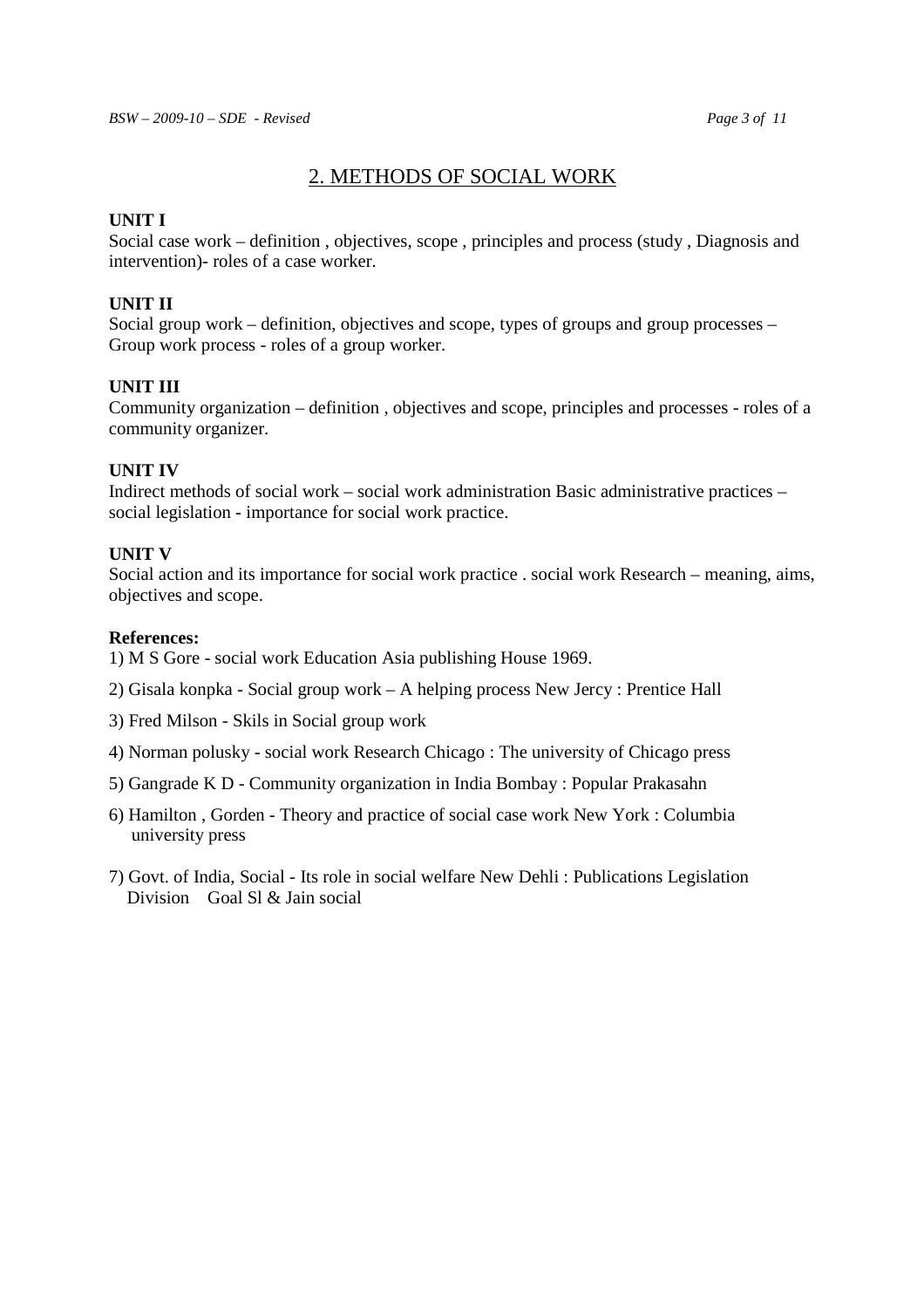## 2. METHODS OF SOCIAL WORK

**UNIT I**

Social case work – definition , objectives, scope , principles and process (study , Diagnosis and intervention)- roles of a case worker.

**UNIT II**

Social group work – definition, objectives and scope, types of groups and group processes – Group work process - roles of a group worker.

**UNIT III**

Community organization – definition , objectives and scope, principles and processes - roles of a community organizer.

**UNIT IV**

Indirect methods of social work – social work administration Basic administrative practices – social legislation - importance for social work practice.

**UNIT V**

Social action and its importance for social work practice . social work Research – meaning, aims, objectives and scope.

**References:**

1) M S Gore - social work Education Asia publishing House 1969.

2) Gisala konpka - Social group work – A helping process New Jercy : Prentice Hall

3) Fred Milson - Skils in Social group work

4) Norman polusky - social work Research Chicago : The university of Chicago press

5) Gangrade K D - Community organization in India Bombay : Popular Prakasahn

6) Hamilton , Gorden - Theory and practice of social case work New York : Columbia university press

7) Govt. of India, Social - Its role in social welfare New Dehli : Publications Legislation Division Goal Sl & Jain social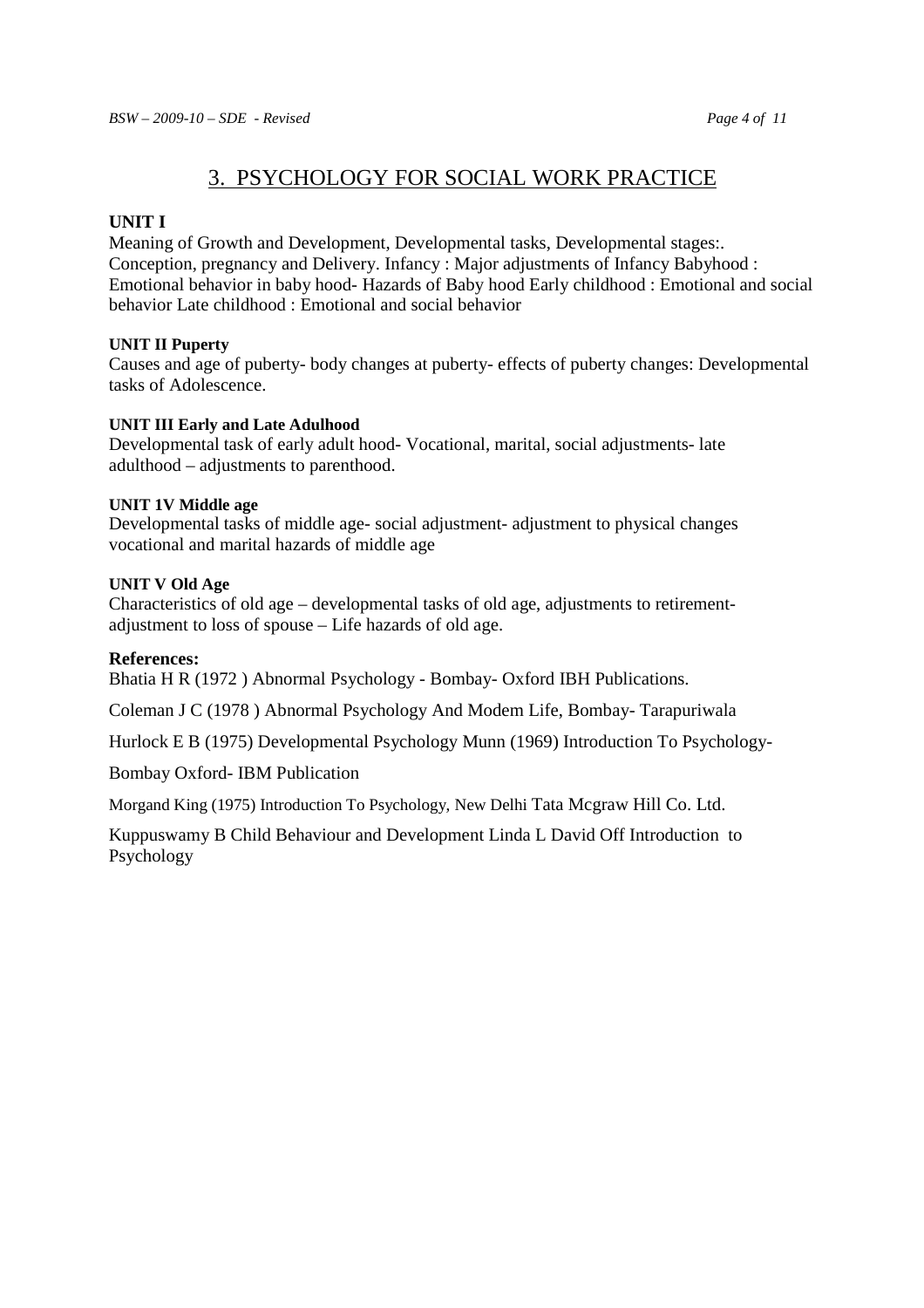# 3. PSYCHOLOGY FOR SOCIAL WORK PRACTICE

**UNIT I**

Meaning of Growth and Development, Developmental tasks, Developmental stages:. Conception, pregnancy and Delivery. Infancy : Major adjustments of Infancy Babyhood : Emotional behavior in baby hood- Hazards of Baby hood Early childhood : Emotional and social behavior Late childhood : Emotional and social behavior

**UNIT II Puperty**

Causes and age of puberty- body changes at puberty- effects of puberty changes: Developmental tasks of Adolescence.

**UNIT III Early and Late Adulhood**

Developmental task of early adult hood- Vocational, marital, social adjustments- late adulthood – adjustments to parenthood.

**UNIT 1V Middle age**

Developmental tasks of middle age- social adjustment- adjustment to physical changes vocational and marital hazards of middle age

**UNIT V Old Age**

Characteristics of old age – developmental tasks of old age, adjustments to retirement-adjustment to loss of spouse – Life hazards of old age.

**References:**

Bhatia H R (1972 ) Abnormal Psychology - Bombay- Oxford IBH Publications.

Coleman J C (1978 ) Abnormal Psychology And Modem Life, Bombay- Tarapuriwala

Hurlock E B (1975) Developmental Psychology Munn (1969) Introduction To Psychology-

Bombay Oxford- IBM Publication

Morgand King (1975) Introduction To Psychology, New Delhi Tata Mcgraw Hill Co. Ltd.

Kuppuswamy B Child Behaviour and Development Linda L David Off Introduction to Psychology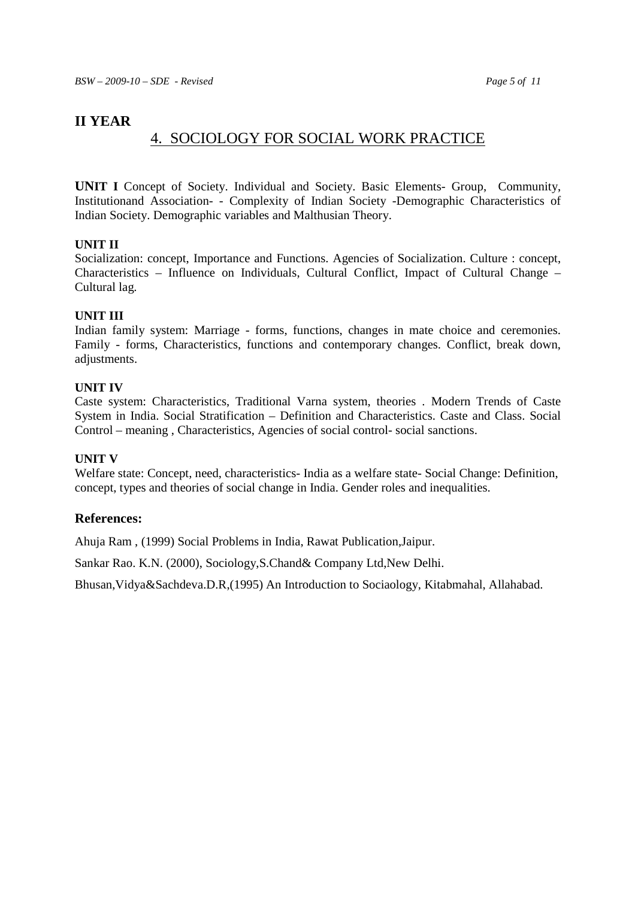## II YEAR

# 4. SOCIOLOGY FOR SOCIAL WORK PRACTICE

**UNIT I** Concept of Society. Individual and Society. Basic Elements- Group, Community, Institutionand Association- - Complexity of Indian Society -Demographic Characteristics of Indian Society. Demographic variables and Malthusian Theory.

**UNIT II**

Socialization: concept, Importance and Functions. Agencies of Socialization. Culture : concept, Characteristics – Influence on Individuals, Cultural Conflict, Impact of Cultural Change – Cultural lag.

**UNIT III**

Indian family system: Marriage - forms, functions, changes in mate choice and ceremonies. Family - forms, Characteristics, functions and contemporary changes. Conflict, break down, adjustments.

**UNIT IV**

Caste system: Characteristics, Traditional Varna system, theories . Modern Trends of Caste System in India. Social Stratification – Definition and Characteristics. Caste and Class. Social Control – meaning , Characteristics, Agencies of social control- social sanctions.

**UNIT V**

Welfare state: Concept, need, characteristics- India as a welfare state- Social Change: Definition, concept, types and theories of social change in India. Gender roles and inequalities.

### References:

Ahuja Ram , (1999) Social Problems in India, Rawat Publication,Jaipur.

Sankar Rao. K.N. (2000), Sociology,S.Chand& Company Ltd,New Delhi.

Bhusan,Vidya&Sachdeva.D.R,(1995) An Introduction to Sociaology, Kitabmahal, Allahabad.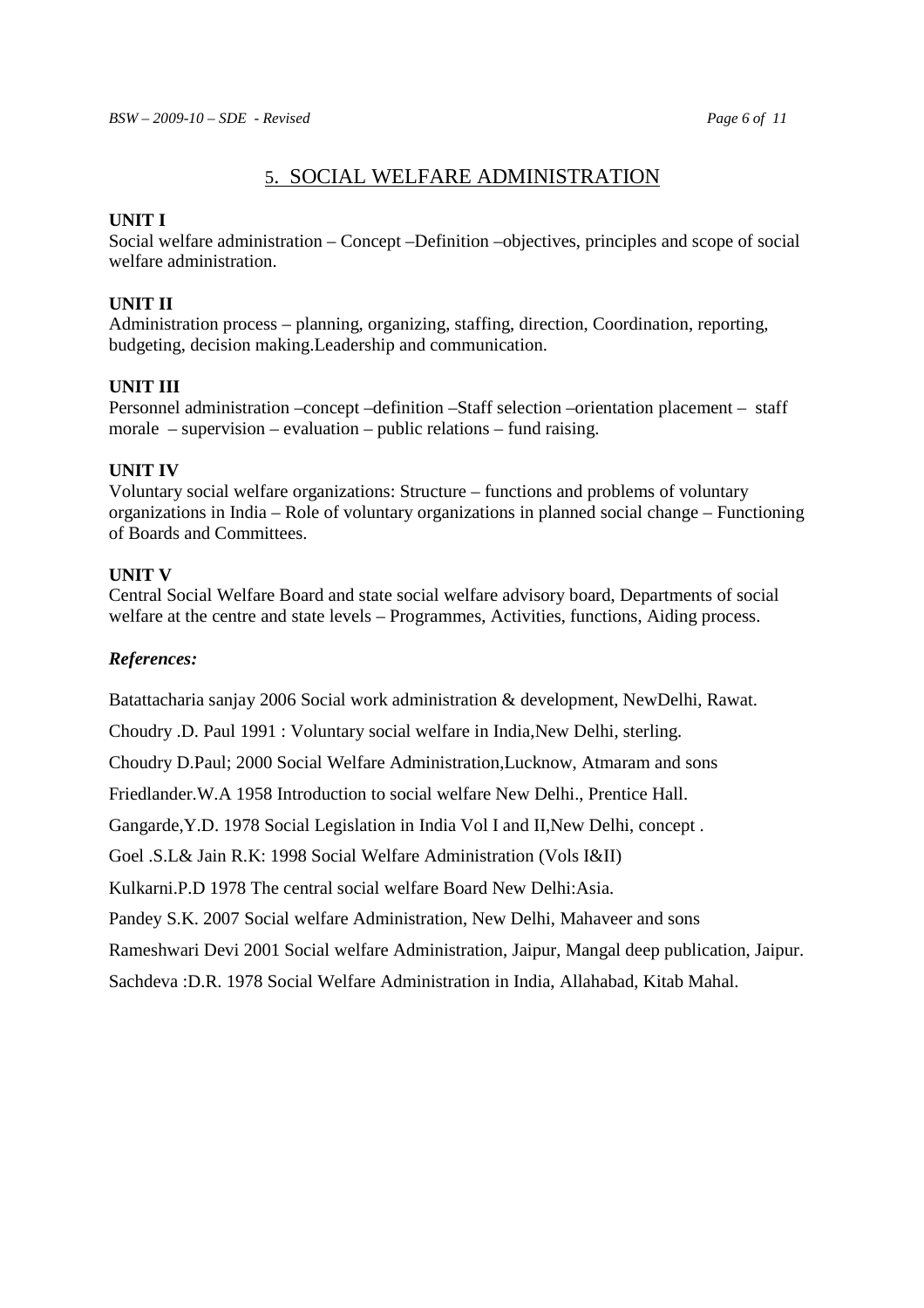## 5. SOCIAL WELFARE ADMINISTRATION

**UNIT I**

Social welfare administration – Concept –Definition –objectives, principles and scope of social welfare administration.

**UNIT II**

Administration process – planning, organizing, staffing, direction, Coordination, reporting, budgeting, decision making.Leadership and communication.

**UNIT III**

Personnel administration –concept –definition –Staff selection –orientation placement – staff morale – supervision – evaluation – public relations – fund raising.

**UNIT IV**

Voluntary social welfare organizations: Structure – functions and problems of voluntary organizations in India – Role of voluntary organizations in planned social change – Functioning of Boards and Committees.

**UNIT V**

Central Social Welfare Board and state social welfare advisory board, Departments of social welfare at the centre and state levels – Programmes, Activities, functions, Aiding process.

***References:***

Batattacharia sanjay 2006 Social work administration & development, NewDelhi, Rawat.

Choudry .D. Paul 1991 : Voluntary social welfare in India,New Delhi, sterling.

Choudry D.Paul; 2000 Social Welfare Administration,Lucknow, Atmaram and sons

Friedlander.W.A 1958 Introduction to social welfare New Delhi., Prentice Hall.

Gangarde,Y.D. 1978 Social Legislation in India Vol I and II,New Delhi, concept .

Goel .S.L& Jain R.K: 1998 Social Welfare Administration (Vols I&II)

Kulkarni.P.D 1978 The central social welfare Board New Delhi:Asia.

Pandey S.K. 2007 Social welfare Administration, New Delhi, Mahaveer and sons

Rameshwari Devi 2001 Social welfare Administration, Jaipur, Mangal deep publication, Jaipur.

Sachdeva :D.R. 1978 Social Welfare Administration in India, Allahabad, Kitab Mahal.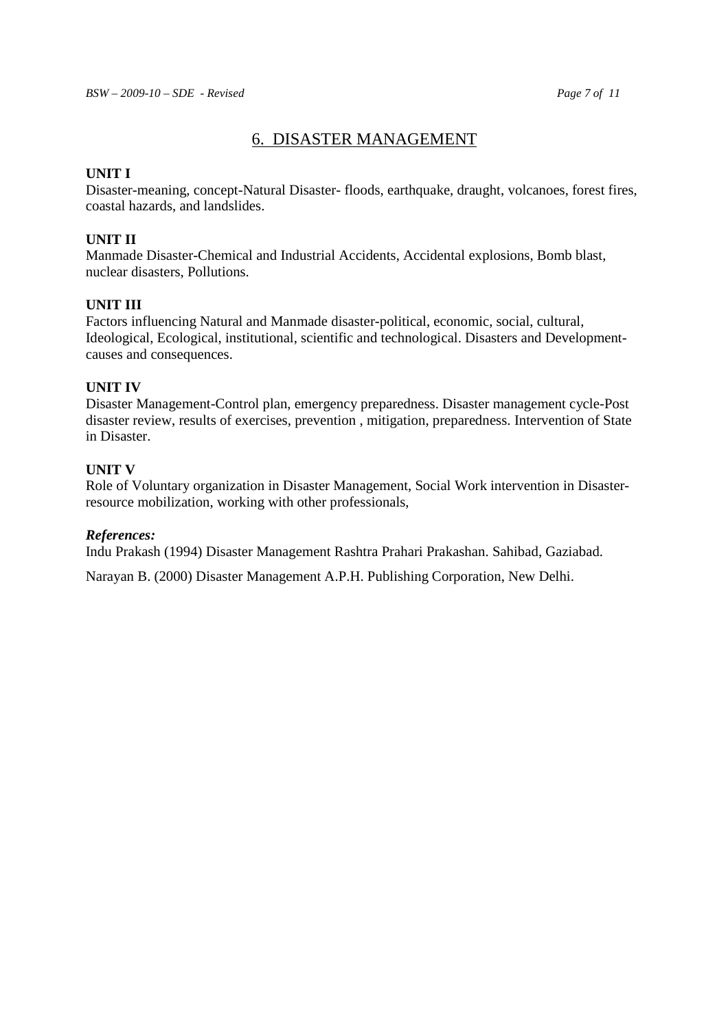## 6. DISASTER MANAGEMENT

**UNIT I**

Disaster-meaning, concept-Natural Disaster- floods, earthquake, draught, volcanoes, forest fires, coastal hazards, and landslides.

**UNIT II**

Manmade Disaster-Chemical and Industrial Accidents, Accidental explosions, Bomb blast, nuclear disasters, Pollutions.

**UNIT III**

Factors influencing Natural and Manmade disaster-political, economic, social, cultural, Ideological, Ecological, institutional, scientific and technological. Disasters and Development-causes and consequences.

**UNIT IV**

Disaster Management-Control plan, emergency preparedness. Disaster management cycle-Post disaster review, results of exercises, prevention , mitigation, preparedness. Intervention of State in Disaster.

**UNIT V**

Role of Voluntary organization in Disaster Management, Social Work intervention in Disaster-resource mobilization, working with other professionals,

***References:***

Indu Prakash (1994) Disaster Management Rashtra Prahari Prakashan. Sahibad, Gaziabad.

Narayan B. (2000) Disaster Management A.P.H. Publishing Corporation, New Delhi.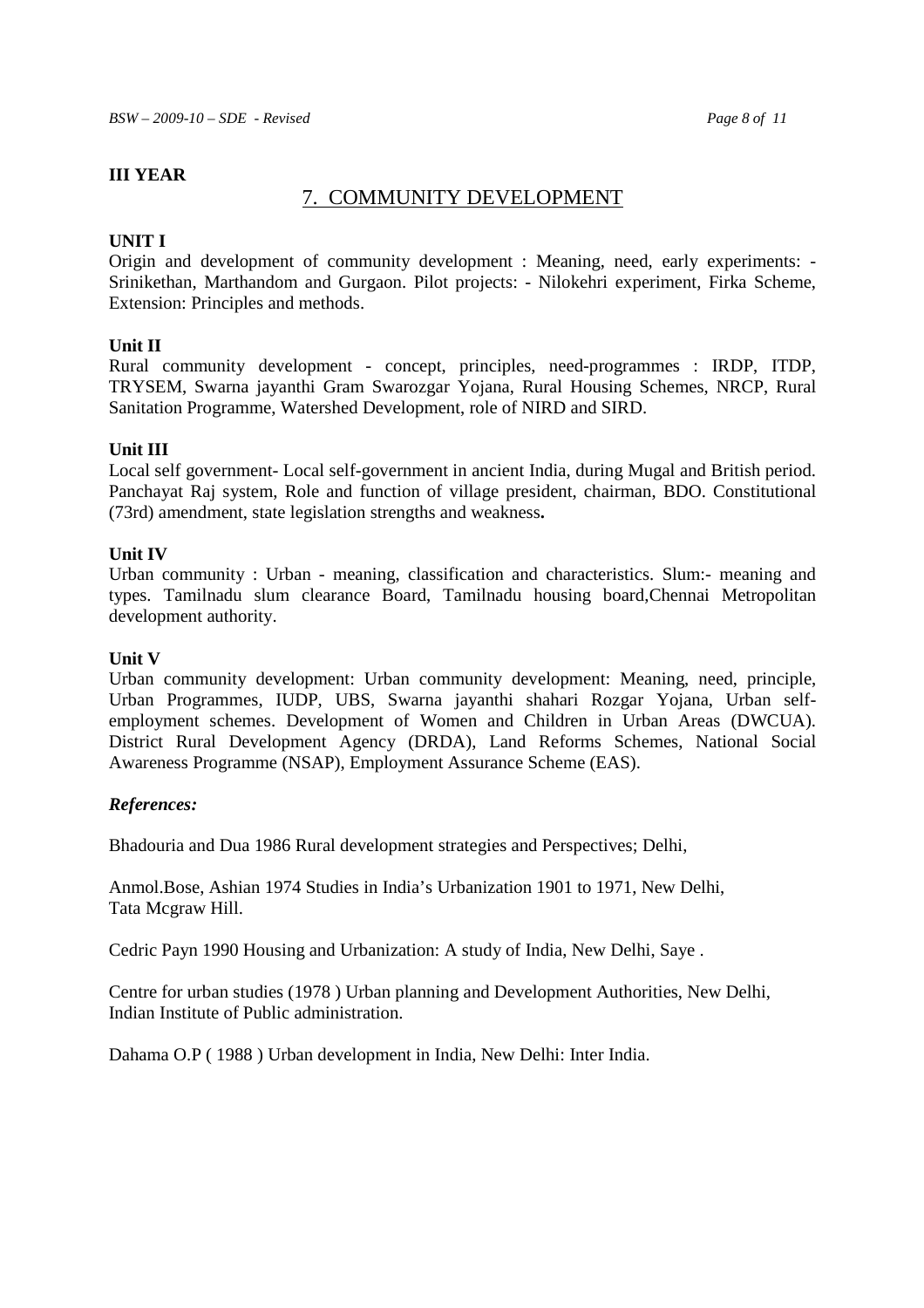**III YEAR**

## 7. COMMUNITY DEVELOPMENT

**UNIT I**

Origin and development of community development : Meaning, need, early experiments: - Srinikethan, Marthandom and Gurgaon. Pilot projects: - Nilokehri experiment, Firka Scheme, Extension: Principles and methods.

**Unit II**

Rural community development - concept, principles, need-programmes : IRDP, ITDP, TRYSEM, Swarna jayanthi Gram Swarozgar Yojana, Rural Housing Schemes, NRCP, Rural Sanitation Programme, Watershed Development, role of NIRD and SIRD.

**Unit III**

Local self government- Local self-government in ancient India, during Mugal and British period. Panchayat Raj system, Role and function of village president, chairman, BDO. Constitutional (73rd) amendment, state legislation strengths and weakness**.**

**Unit IV**

Urban community : Urban - meaning, classification and characteristics. Slum:- meaning and types. Tamilnadu slum clearance Board, Tamilnadu housing board,Chennai Metropolitan development authority.

**Unit V**

Urban community development: Urban community development: Meaning, need, principle, Urban Programmes, IUDP, UBS, Swarna jayanthi shahari Rozgar Yojana, Urban self-employment schemes. Development of Women and Children in Urban Areas (DWCUA). District Rural Development Agency (DRDA), Land Reforms Schemes, National Social Awareness Programme (NSAP), Employment Assurance Scheme (EAS).

***References:***

Bhadouria and Dua 1986 Rural development strategies and Perspectives; Delhi,

Anmol.Bose, Ashian 1974 Studies in India's Urbanization 1901 to 1971, New Delhi, Tata Mcgraw Hill.

Cedric Payn 1990 Housing and Urbanization: A study of India, New Delhi, Saye .

Centre for urban studies (1978 ) Urban planning and Development Authorities, New Delhi, Indian Institute of Public administration.

Dahama O.P ( 1988 ) Urban development in India, New Delhi: Inter India.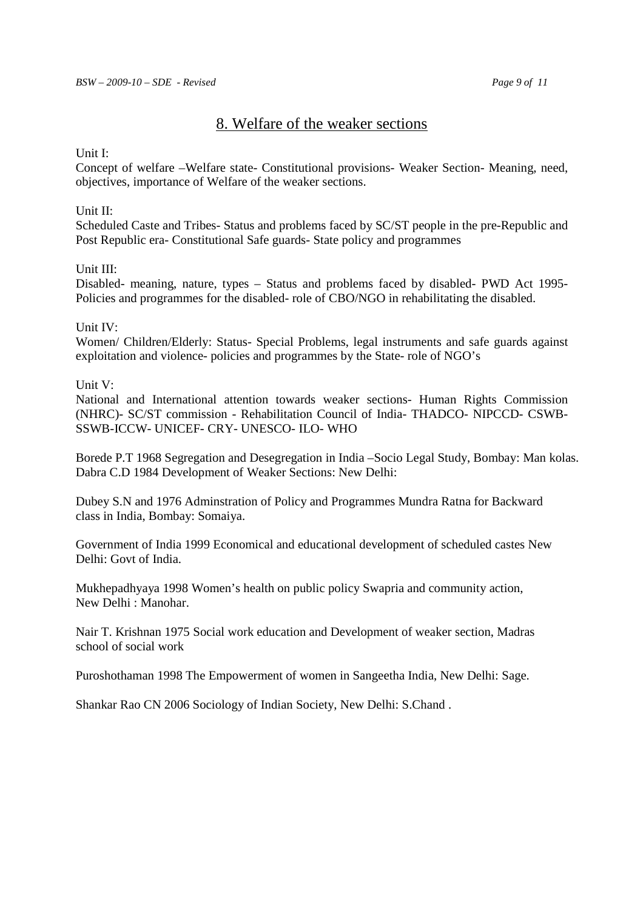## 8. Welfare of the weaker sections

Unit I:

Concept of welfare –Welfare state- Constitutional provisions- Weaker Section- Meaning, need, objectives, importance of Welfare of the weaker sections.

Unit II:

Scheduled Caste and Tribes- Status and problems faced by SC/ST people in the pre-Republic and Post Republic era- Constitutional Safe guards- State policy and programmes

Unit III:

Disabled- meaning, nature, types – Status and problems faced by disabled- PWD Act 1995- Policies and programmes for the disabled- role of CBO/NGO in rehabilitating the disabled.

Unit IV:

Women/ Children/Elderly: Status- Special Problems, legal instruments and safe guards against exploitation and violence- policies and programmes by the State- role of NGO's

Unit V:

National and International attention towards weaker sections- Human Rights Commission (NHRC)- SC/ST commission - Rehabilitation Council of India- THADCO- NIPCCD- CSWB- SSWB-ICCW- UNICEF- CRY- UNESCO- ILO- WHO

Borede P.T 1968 Segregation and Desegregation in India –Socio Legal Study, Bombay: Man kolas.
Dabra C.D 1984 Development of Weaker Sections: New Delhi:

Dubey S.N and 1976 Adminstration of Policy and Programmes Mundra Ratna for Backward class in India, Bombay: Somaiya.

Government of India 1999 Economical and educational development of scheduled castes New Delhi: Govt of India.

Mukhepadhyaya 1998 Women's health on public policy Swapria and community action, New Delhi : Manohar.

Nair T. Krishnan 1975 Social work education and Development of weaker section, Madras school of social work

Puroshothaman 1998 The Empowerment of women in Sangeetha India, New Delhi: Sage.

Shankar Rao CN 2006 Sociology of Indian Society, New Delhi: S.Chand .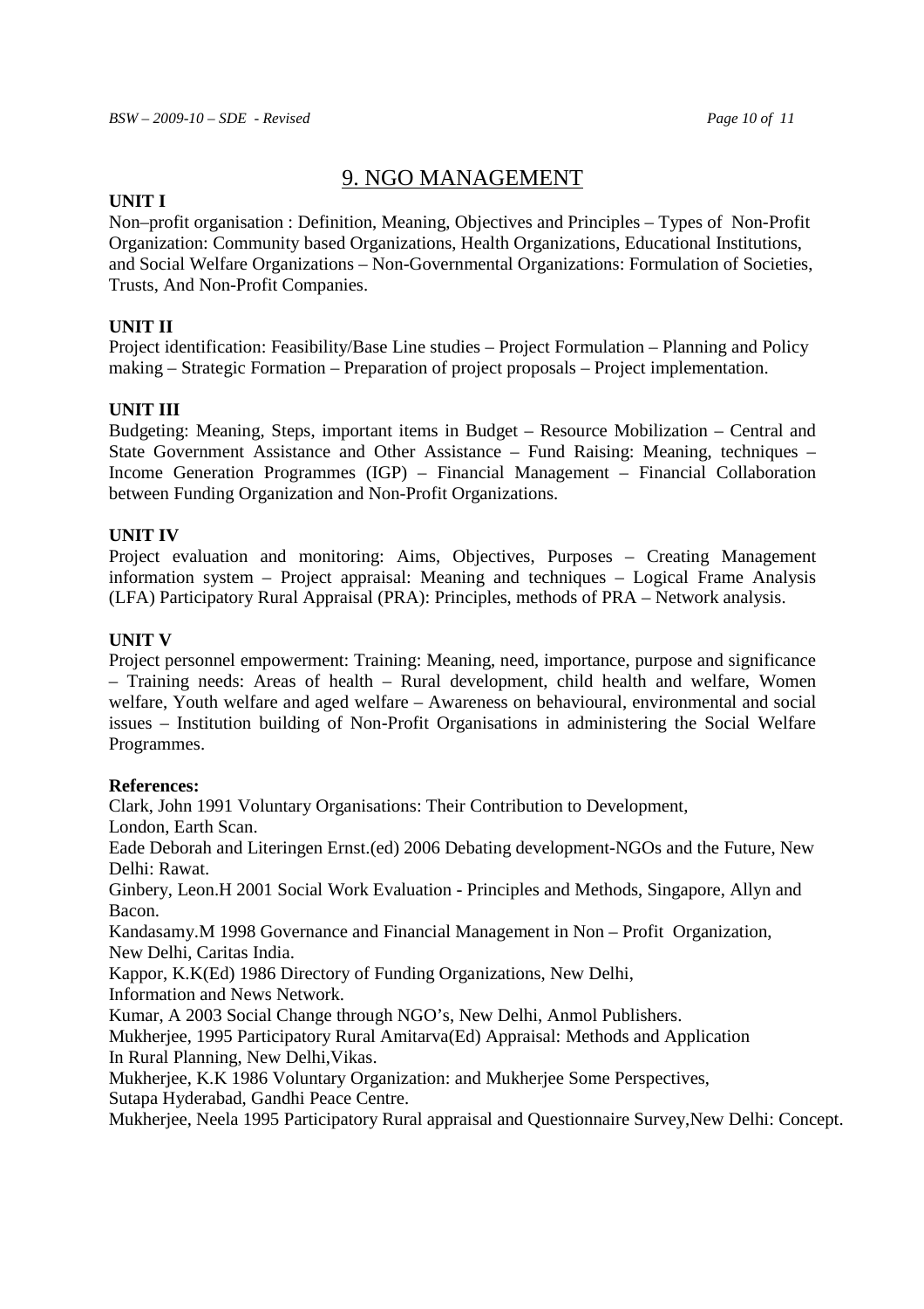# 9. NGO MANAGEMENT

**UNIT I**

Non–profit organisation : Definition, Meaning, Objectives and Principles – Types of Non-Profit Organization: Community based Organizations, Health Organizations, Educational Institutions, and Social Welfare Organizations – Non-Governmental Organizations: Formulation of Societies, Trusts, And Non-Profit Companies.

**UNIT II**

Project identification: Feasibility/Base Line studies – Project Formulation – Planning and Policy making – Strategic Formation – Preparation of project proposals – Project implementation.

**UNIT III**

Budgeting: Meaning, Steps, important items in Budget – Resource Mobilization – Central and State Government Assistance and Other Assistance – Fund Raising: Meaning, techniques – Income Generation Programmes (IGP) – Financial Management – Financial Collaboration between Funding Organization and Non-Profit Organizations.

**UNIT IV**

Project evaluation and monitoring: Aims, Objectives, Purposes – Creating Management information system – Project appraisal: Meaning and techniques – Logical Frame Analysis (LFA) Participatory Rural Appraisal (PRA): Principles, methods of PRA – Network analysis.

**UNIT V**

Project personnel empowerment: Training: Meaning, need, importance, purpose and significance – Training needs: Areas of health – Rural development, child health and welfare, Women welfare, Youth welfare and aged welfare – Awareness on behavioural, environmental and social issues – Institution building of Non-Profit Organisations in administering the Social Welfare Programmes.

**References:**

Clark, John 1991 Voluntary Organisations: Their Contribution to Development, London, Earth Scan.

Eade Deborah and Literingen Ernst.(ed) 2006 Debating development-NGOs and the Future, New Delhi: Rawat.

Ginbery, Leon.H 2001 Social Work Evaluation - Principles and Methods, Singapore, Allyn and Bacon.

Kandasamy.M 1998 Governance and Financial Management in Non – Profit Organization, New Delhi, Caritas India.

Kappor, K.K(Ed) 1986 Directory of Funding Organizations, New Delhi, Information and News Network.

Kumar, A 2003 Social Change through NGO's, New Delhi, Anmol Publishers.

Mukherjee, 1995 Participatory Rural Amitarva(Ed) Appraisal: Methods and Application In Rural Planning, New Delhi,Vikas.

Mukherjee, K.K 1986 Voluntary Organization: and Mukherjee Some Perspectives, Sutapa Hyderabad, Gandhi Peace Centre.

Mukherjee, Neela 1995 Participatory Rural appraisal and Questionnaire Survey,New Delhi: Concept.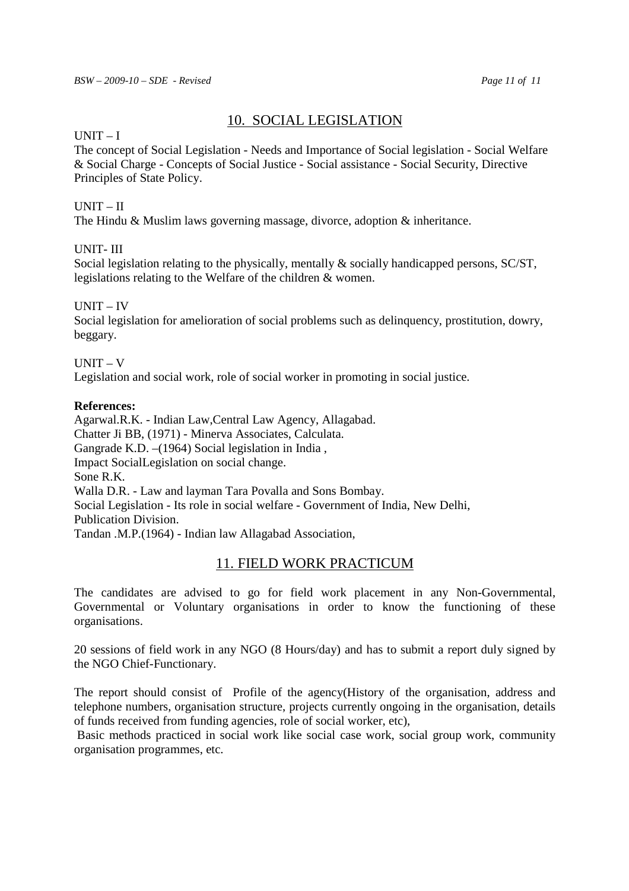## 10. SOCIAL LEGISLATION

UNIT – I

The concept of Social Legislation - Needs and Importance of Social legislation - Social Welfare & Social Charge - Concepts of Social Justice - Social assistance - Social Security, Directive Principles of State Policy.

UNIT – II

The Hindu & Muslim laws governing massage, divorce, adoption & inheritance.

UNIT- III

Social legislation relating to the physically, mentally & socially handicapped persons, SC/ST, legislations relating to the Welfare of the children & women.

UNIT – IV

Social legislation for amelioration of social problems such as delinquency, prostitution, dowry, beggary.

UNIT – V

Legislation and social work, role of social worker in promoting in social justice.

**References:**

Agarwal.R.K. - Indian Law,Central Law Agency, Allagabad.
Chatter Ji BB, (1971) - Minerva Associates, Calculata.
Gangrade K.D. –(1964) Social legislation in India ,
Impact SocialLegislation on social change.
Sone R.K.
Walla D.R. - Law and layman Tara Povalla and Sons Bombay.
Social Legislation - Its role in social welfare - Government of India, New Delhi,
Publication Division.
Tandan .M.P.(1964) - Indian law Allagabad Association,

## 11. FIELD WORK PRACTICUM

The candidates are advised to go for field work placement in any Non-Governmental, Governmental or Voluntary organisations in order to know the functioning of these organisations.

20 sessions of field work in any NGO (8 Hours/day) and has to submit a report duly signed by the NGO Chief-Functionary.

The report should consist of Profile of the agency(History of the organisation, address and telephone numbers, organisation structure, projects currently ongoing in the organisation, details of funds received from funding agencies, role of social worker, etc),

Basic methods practiced in social work like social case work, social group work, community organisation programmes, etc.